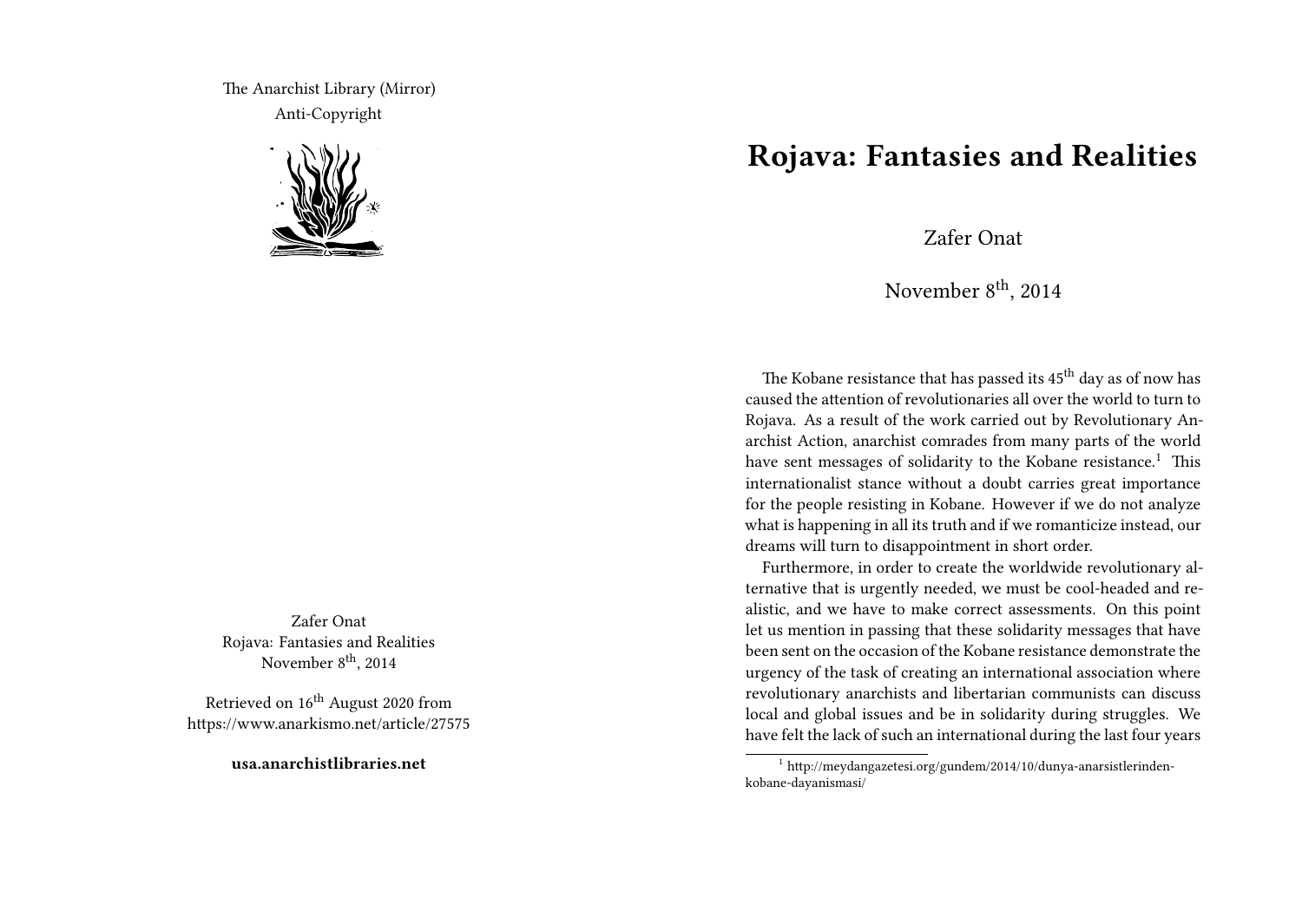The Anarchist Library (Mirror)
Anti-Copyright

Zafer Onat
Rojava: Fantasies and Realities
November 8th, 2014

Retrieved on 16th August 2020 from https://www.anarkismo.net/article/27575

**usa.anarchistlibraries.net**

# Rojava: Fantasies and Realities

Zafer Onat

November 8th, 2014

The Kobane resistance that has passed its 45th day as of now has caused the attention of revolutionaries all over the world to turn to Rojava. As a result of the work carried out by Revolutionary Anarchist Action, anarchist comrades from many parts of the world have sent messages of solidarity to the Kobane resistance.[1] This internationalist stance without a doubt carries great importance for the people resisting in Kobane. However if we do not analyze what is happening in all its truth and if we romanticize instead, our dreams will turn to disappointment in short order.

Furthermore, in order to create the worldwide revolutionary alternative that is urgently needed, we must be cool-headed and realistic, and we have to make correct assessments. On this point let us mention in passing that these solidarity messages that have been sent on the occasion of the Kobane resistance demonstrate the urgency of the task of creating an international association where revolutionary anarchists and libertarian communists can discuss local and global issues and be in solidarity during struggles. We have felt the lack of such an international during the last four years

[1] http://meydangazetesi.org/gundem/2014/10/dunya-anarsistlerinden-kobane-dayanismasi/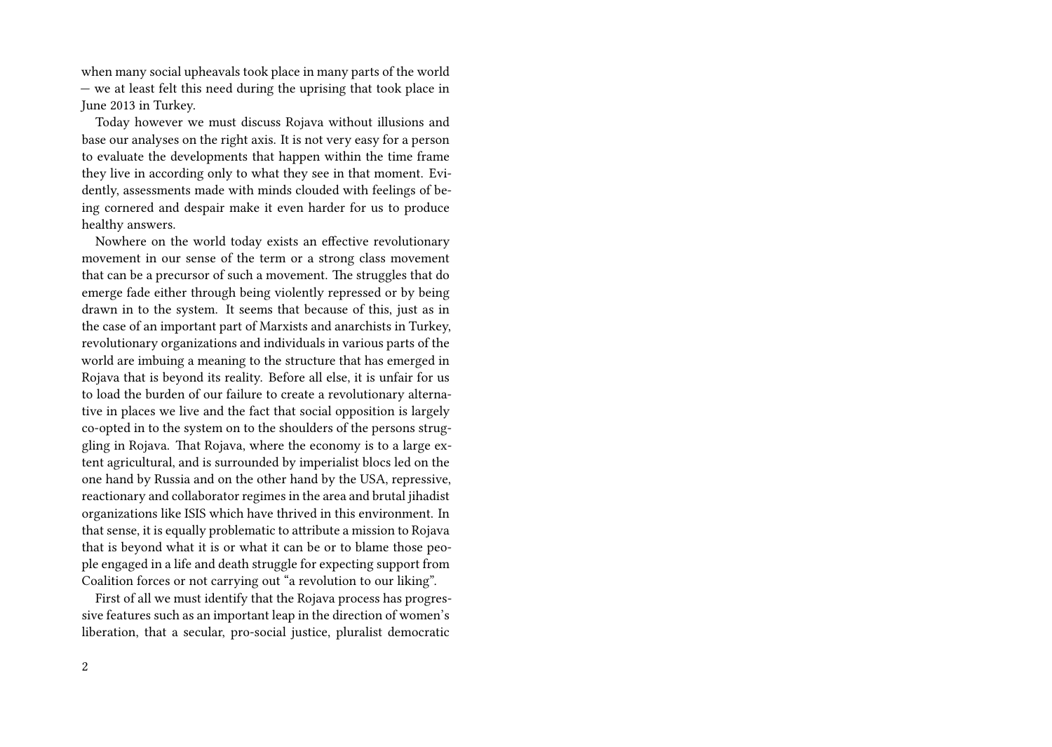when many social upheavals took place in many parts of the world — we at least felt this need during the uprising that took place in June 2013 in Turkey.

Today however we must discuss Rojava without illusions and base our analyses on the right axis. It is not very easy for a person to evaluate the developments that happen within the time frame they live in according only to what they see in that moment. Evidently, assessments made with minds clouded with feelings of being cornered and despair make it even harder for us to produce healthy answers.

Nowhere on the world today exists an effective revolutionary movement in our sense of the term or a strong class movement that can be a precursor of such a movement. The struggles that do emerge fade either through being violently repressed or by being drawn in to the system. It seems that because of this, just as in the case of an important part of Marxists and anarchists in Turkey, revolutionary organizations and individuals in various parts of the world are imbuing a meaning to the structure that has emerged in Rojava that is beyond its reality. Before all else, it is unfair for us to load the burden of our failure to create a revolutionary alternative in places we live and the fact that social opposition is largely co-opted in to the system on to the shoulders of the persons struggling in Rojava. That Rojava, where the economy is to a large extent agricultural, and is surrounded by imperialist blocs led on the one hand by Russia and on the other hand by the USA, repressive, reactionary and collaborator regimes in the area and brutal jihadist organizations like ISIS which have thrived in this environment. In that sense, it is equally problematic to attribute a mission to Rojava that is beyond what it is or what it can be or to blame those people engaged in a life and death struggle for expecting support from Coalition forces or not carrying out "a revolution to our liking".

First of all we must identify that the Rojava process has progressive features such as an important leap in the direction of women's liberation, that a secular, pro-social justice, pluralist democratic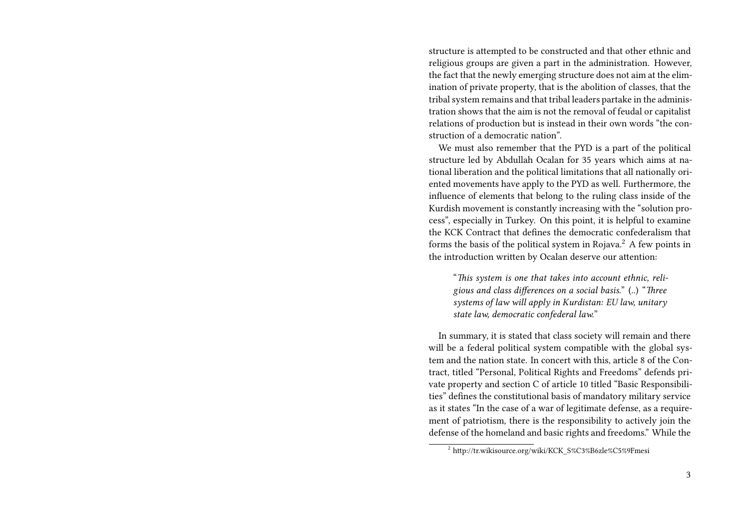structure is attempted to be constructed and that other ethnic and religious groups are given a part in the administration. However, the fact that the newly emerging structure does not aim at the elimination of private property, that is the abolition of classes, that the tribal system remains and that tribal leaders partake in the administration shows that the aim is not the removal of feudal or capitalist relations of production but is instead in their own words "the construction of a democratic nation".

We must also remember that the PYD is a part of the political structure led by Abdullah Ocalan for 35 years which aims at national liberation and the political limitations that all nationally oriented movements have apply to the PYD as well. Furthermore, the influence of elements that belong to the ruling class inside of the Kurdish movement is constantly increasing with the "solution process", especially in Turkey. On this point, it is helpful to examine the KCK Contract that defines the democratic confederalism that forms the basis of the political system in Rojava.[2] A few points in the introduction written by Ocalan deserve our attention:

> "*This system is one that takes into account ethnic, religious and class differences on a social basis.*" (..) "*Three systems of law will apply in Kurdistan: EU law, unitary state law, democratic confederal law.*"

In summary, it is stated that class society will remain and there will be a federal political system compatible with the global system and the nation state. In concert with this, article 8 of the Contract, titled "Personal, Political Rights and Freedoms" defends private property and section C of article 10 titled "Basic Responsibilities" defines the constitutional basis of mandatory military service as it states "In the case of a war of legitimate defense, as a requirement of patriotism, there is the responsibility to actively join the defense of the homeland and basic rights and freedoms." While the

[2] http://tr.wikisource.org/wiki/KCK_S%C3%B6zle%C5%9Fmesi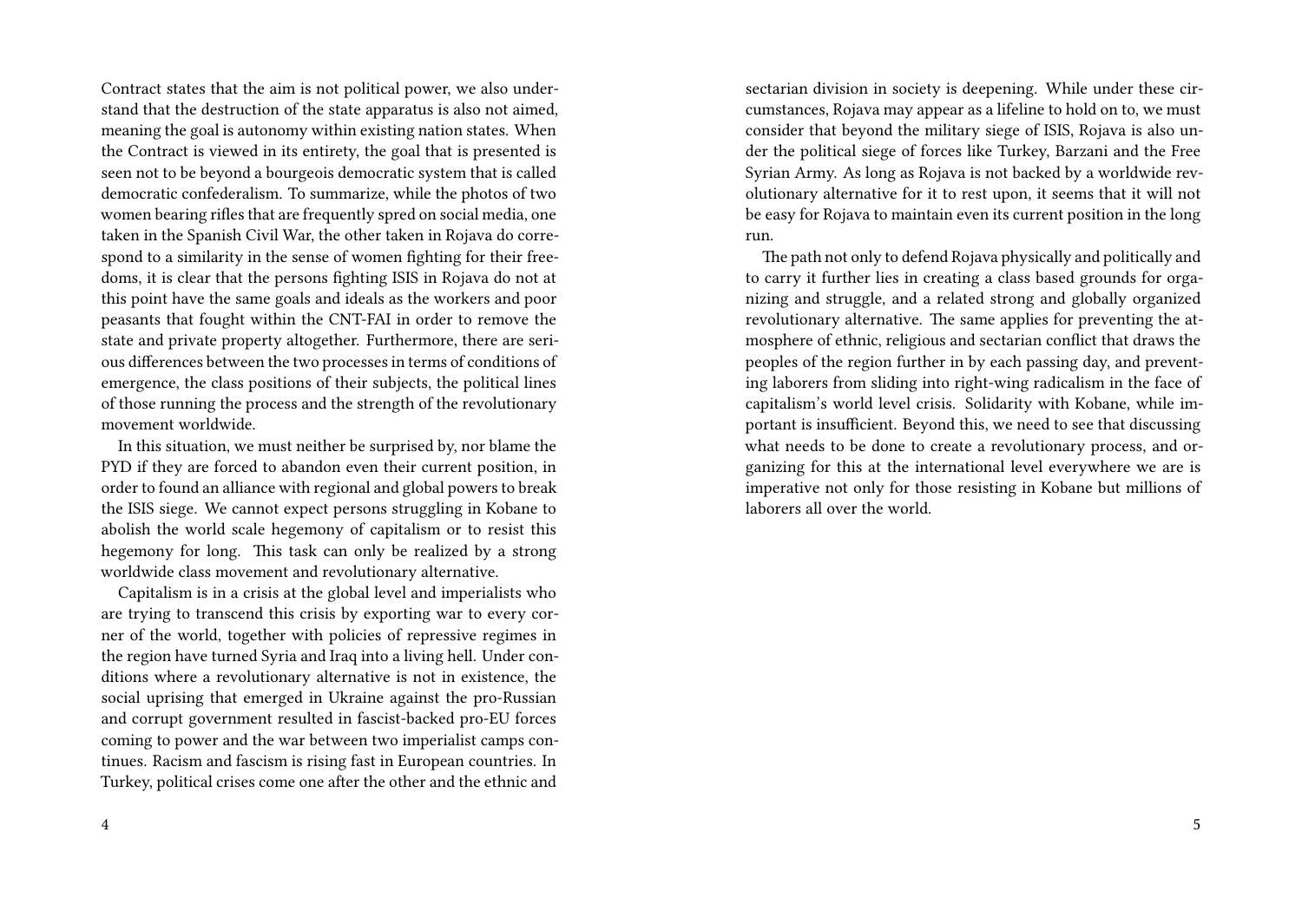Contract states that the aim is not political power, we also understand that the destruction of the state apparatus is also not aimed, meaning the goal is autonomy within existing nation states. When the Contract is viewed in its entirety, the goal that is presented is seen not to be beyond a bourgeois democratic system that is called democratic confederalism. To summarize, while the photos of two women bearing rifles that are frequently spred on social media, one taken in the Spanish Civil War, the other taken in Rojava do correspond to a similarity in the sense of women fighting for their freedoms, it is clear that the persons fighting ISIS in Rojava do not at this point have the same goals and ideals as the workers and poor peasants that fought within the CNT-FAI in order to remove the state and private property altogether. Furthermore, there are serious differences between the two processes in terms of conditions of emergence, the class positions of their subjects, the political lines of those running the process and the strength of the revolutionary movement worldwide.

In this situation, we must neither be surprised by, nor blame the PYD if they are forced to abandon even their current position, in order to found an alliance with regional and global powers to break the ISIS siege. We cannot expect persons struggling in Kobane to abolish the world scale hegemony of capitalism or to resist this hegemony for long. This task can only be realized by a strong worldwide class movement and revolutionary alternative.

Capitalism is in a crisis at the global level and imperialists who are trying to transcend this crisis by exporting war to every corner of the world, together with policies of repressive regimes in the region have turned Syria and Iraq into a living hell. Under conditions where a revolutionary alternative is not in existence, the social uprising that emerged in Ukraine against the pro-Russian and corrupt government resulted in fascist-backed pro-EU forces coming to power and the war between two imperialist camps continues. Racism and fascism is rising fast in European countries. In Turkey, political crises come one after the other and the ethnic and sectarian division in society is deepening. While under these circumstances, Rojava may appear as a lifeline to hold on to, we must consider that beyond the military siege of ISIS, Rojava is also under the political siege of forces like Turkey, Barzani and the Free Syrian Army. As long as Rojava is not backed by a worldwide revolutionary alternative for it to rest upon, it seems that it will not be easy for Rojava to maintain even its current position in the long run.

The path not only to defend Rojava physically and politically and to carry it further lies in creating a class based grounds for organizing and struggle, and a related strong and globally organized revolutionary alternative. The same applies for preventing the atmosphere of ethnic, religious and sectarian conflict that draws the peoples of the region further in by each passing day, and preventing laborers from sliding into right-wing radicalism in the face of capitalism's world level crisis. Solidarity with Kobane, while important is insufficient. Beyond this, we need to see that discussing what needs to be done to create a revolutionary process, and organizing for this at the international level everywhere we are is imperative not only for those resisting in Kobane but millions of laborers all over the world.